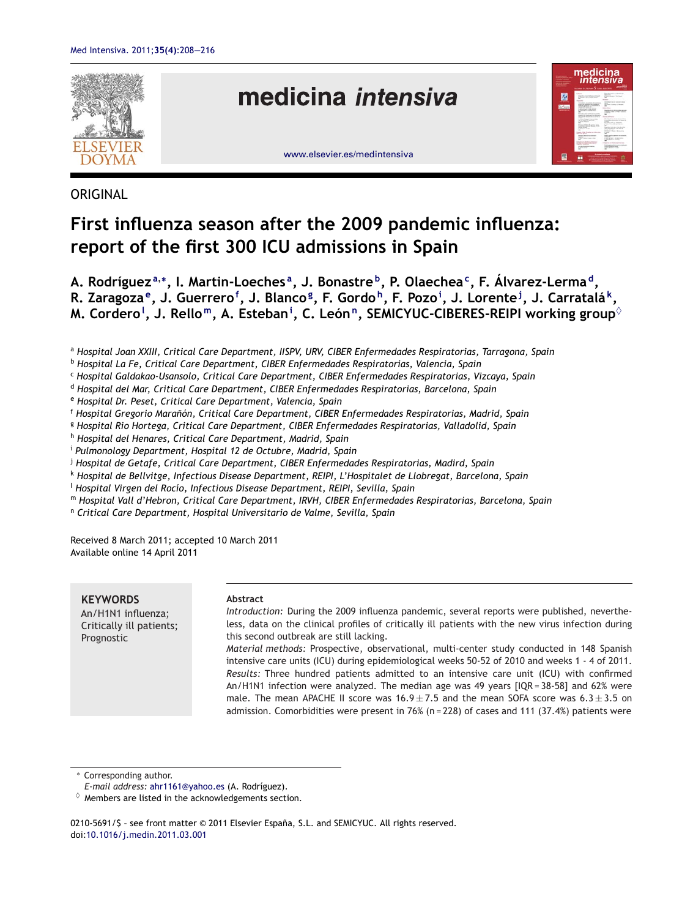ORIGINAL

# First influenza season after the 2009 pandemic influenza: report of the first 300 ICU admissions in Spain

A. Rodríguez[a,*], I. Martin-Loeches[a], J. Bonastre[b], P. Olaechea[c], F. Álvarez-Lerma[d], R. Zaragoza[e], J. Guerrero[f], J. Blanco[g], F. Gordo[h], F. Pozo[i], J. Lorente[j], J. Carratalá[k], M. Cordero[l], J. Rello[m], A. Esteban[i], C. León[n], SEMICYUC-CIBERES-REIPI working group[◊]

[a] Hospital Joan XXIII, Critical Care Department, IISPV, URV, CIBER Enfermedades Respiratorias, Tarragona, Spain
[b] Hospital La Fe, Critical Care Department, CIBER Enfermedades Respiratorias, Valencia, Spain
[c] Hospital Galdakao-Usansolo, Critical Care Department, CIBER Enfermedades Respiratorias, Vizcaya, Spain
[d] Hospital del Mar, Critical Care Department, CIBER Enfermedades Respiratorias, Barcelona, Spain
[e] Hospital Dr. Peset, Critical Care Department, Valencia, Spain
[f] Hospital Gregorio Marañón, Critical Care Department, CIBER Enfermedades Respiratorias, Madrid, Spain
[g] Hospital Rio Hortega, Critical Care Department, CIBER Enfermedades Respiratorias, Valladolid, Spain
[h] Hospital del Henares, Critical Care Department, Madrid, Spain
[i] Pulmonology Department, Hospital 12 de Octubre, Madrid, Spain
[j] Hospital de Getafe, Critical Care Department, CIBER Enfermedades Respiratorias, Madird, Spain
[k] Hospital de Bellvitge, Infectious Disease Department, REIPI, L'Hospitalet de Llobregat, Barcelona, Spain
[l] Hospital Virgen del Rocio, Infectious Disease Department, REIPI, Sevilla, Spain
[m] Hospital Vall d'Hebron, Critical Care Department, IRVH, CIBER Enfermedades Respiratorias, Barcelona, Spain
[n] Critical Care Department, Hospital Universitario de Valme, Sevilla, Spain

Received 8 March 2011; accepted 10 March 2011
Available online 14 April 2011

**KEYWORDS**
An/H1N1 influenza;
Critically ill patients;
Prognostic

**Abstract**

*Introduction:* During the 2009 influenza pandemic, several reports were published, nevertheless, data on the clinical profiles of critically ill patients with the new virus infection during this second outbreak are still lacking.

*Material methods:* Prospective, observational, multi-center study conducted in 148 Spanish intensive care units (ICU) during epidemiological weeks 50-52 of 2010 and weeks 1 - 4 of 2011.

*Results:* Three hundred patients admitted to an intensive care unit (ICU) with confirmed An/H1N1 infection were analyzed. The median age was 49 years [IQR = 38-58] and 62% were male. The mean APACHE II score was 16.9 ± 7.5 and the mean SOFA score was 6.3 ± 3.5 on admission. Comorbidities were present in 76% (n = 228) of cases and 111 (37.4%) patients were

* Corresponding author.
*E-mail address:* ahr1161@yahoo.es (A. Rodríguez).
◊ Members are listed in the acknowledgements section.

0210-5691/$ - see front matter © 2011 Elsevier España, S.L. and SEMICYUC. All rights reserved.
doi:10.1016/j.medin.2011.03.001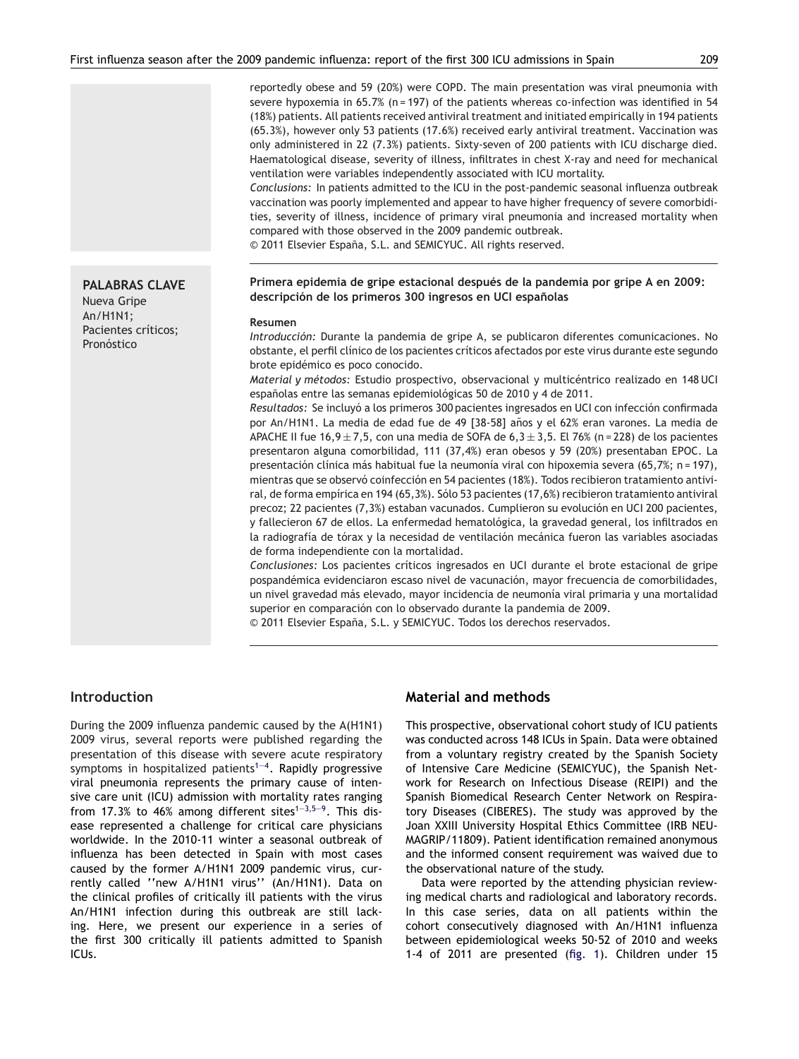reportedly obese and 59 (20%) were COPD. The main presentation was viral pneumonia with severe hypoxemia in 65.7% (n = 197) of the patients whereas co-infection was identified in 54 (18%) patients. All patients received antiviral treatment and initiated empirically in 194 patients (65.3%), however only 53 patients (17.6%) received early antiviral treatment. Vaccination was only administered in 22 (7.3%) patients. Sixty-seven of 200 patients with ICU discharge died. Haematological disease, severity of illness, infiltrates in chest X-ray and need for mechanical ventilation were variables independently associated with ICU mortality.

*Conclusions:* In patients admitted to the ICU in the post-pandemic seasonal influenza outbreak vaccination was poorly implemented and appear to have higher frequency of severe comorbidities, severity of illness, incidence of primary viral pneumonia and increased mortality when compared with those observed in the 2009 pandemic outbreak.

© 2011 Elsevier España, S.L. and SEMICYUC. All rights reserved.

**PALABRAS CLAVE**
Nueva Gripe An/H1N1;
Pacientes críticos;
Pronóstico

**Primera epidemia de gripe estacional después de la pandemia por gripe A en 2009: descripción de los primeros 300 ingresos en UCI españolas**

**Resumen**

*Introducción:* Durante la pandemia de gripe A, se publicaron diferentes comunicaciones. No obstante, el perfil clínico de los pacientes críticos afectados por este virus durante este segundo brote epidémico es poco conocido.

*Material y métodos:* Estudio prospectivo, observacional y multicéntrico realizado en 148 UCI españolas entre las semanas epidemiológicas 50 de 2010 y 4 de 2011.

*Resultados:* Se incluyó a los primeros 300 pacientes ingresados en UCI con infección confirmada por An/H1N1. La media de edad fue de 49 [38-58] años y el 62% eran varones. La media de APACHE II fue $16,9 \pm 7,5$, con una media de SOFA de $6,3 \pm 3,5$. El 76% (n = 228) de los pacientes presentaron alguna comorbilidad, 111 (37,4%) eran obesos y 59 (20%) presentaban EPOC. La presentación clínica más habitual fue la neumonía viral con hipoxemia severa (65,7%; n = 197), mientras que se observó coinfección en 54 pacientes (18%). Todos recibieron tratamiento antiviral, de forma empírica en 194 (65,3%). Sólo 53 pacientes (17,6%) recibieron tratamiento antiviral precoz; 22 pacientes (7,3%) estaban vacunados. Cumplieron su evolución en UCI 200 pacientes, y fallecieron 67 de ellos. La enfermedad hematológica, la gravedad general, los infiltrados en la radiografía de tórax y la necesidad de ventilación mecánica fueron las variables asociadas de forma independiente con la mortalidad.

*Conclusiones:* Los pacientes críticos ingresados en UCI durante el brote estacional de gripe pospandémica evidenciaron escaso nivel de vacunación, mayor frecuencia de comorbilidades, un nivel gravedad más elevado, mayor incidencia de neumonía viral primaria y una mortalidad superior en comparación con lo observado durante la pandemia de 2009.

© 2011 Elsevier España, S.L. y SEMICYUC. Todos los derechos reservados.

## Introduction

During the 2009 influenza pandemic caused by the A(H1N1) 2009 virus, several reports were published regarding the presentation of this disease with severe acute respiratory symptoms in hospitalized patients[1-4]. Rapidly progressive viral pneumonia represents the primary cause of intensive care unit (ICU) admission with mortality rates ranging from 17.3% to 46% among different sites[1-3,5-9]. This disease represented a challenge for critical care physicians worldwide. In the 2010-11 winter a seasonal outbreak of influenza has been detected in Spain with most cases caused by the former A/H1N1 2009 pandemic virus, currently called ''new A/H1N1 virus'' (An/H1N1). Data on the clinical profiles of critically ill patients with the virus An/H1N1 infection during this outbreak are still lacking. Here, we present our experience in a series of the first 300 critically ill patients admitted to Spanish ICUs.

## Material and methods

This prospective, observational cohort study of ICU patients was conducted across 148 ICUs in Spain. Data were obtained from a voluntary registry created by the Spanish Society of Intensive Care Medicine (SEMICYUC), the Spanish Network for Research on Infectious Disease (REIPI) and the Spanish Biomedical Research Center Network on Respiratory Diseases (CIBERES). The study was approved by the Joan XXIII University Hospital Ethics Committee (IRB NEUMAGRIP/11809). Patient identification remained anonymous and the informed consent requirement was waived due to the observational nature of the study.

Data were reported by the attending physician reviewing medical charts and radiological and laboratory records. In this case series, data on all patients within the cohort consecutively diagnosed with An/H1N1 influenza between epidemiological weeks 50-52 of 2010 and weeks 1-4 of 2011 are presented (fig. 1). Children under 15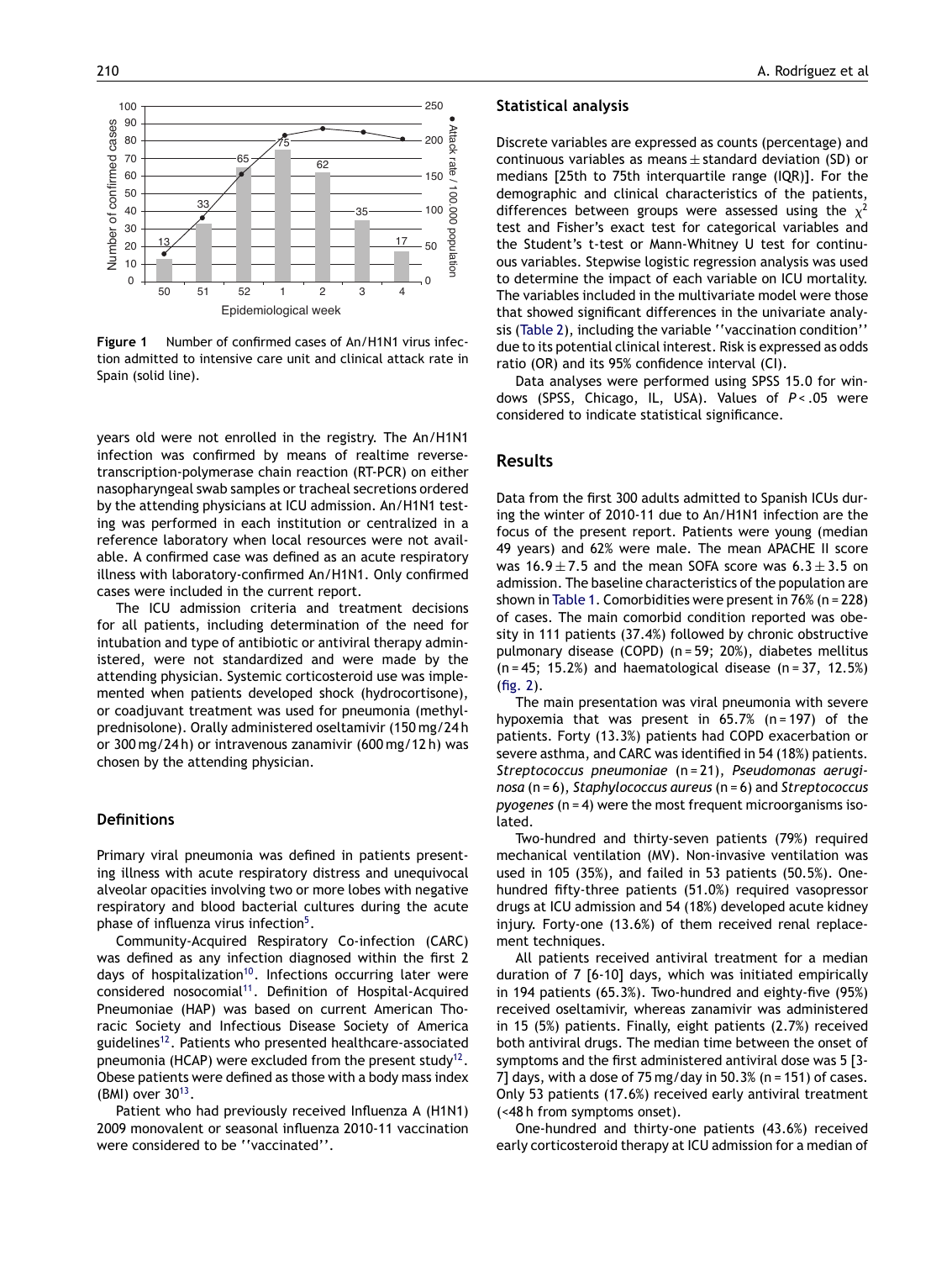**Figure 1** Number of confirmed cases of An/H1N1 virus infection admitted to intensive care unit and clinical attack rate in Spain (solid line).

years old were not enrolled in the registry. The An/H1N1 infection was confirmed by means of realtime reverse-transcription-polymerase chain reaction (RT-PCR) on either nasopharyngeal swab samples or tracheal secretions ordered by the attending physicians at ICU admission. An/H1N1 testing was performed in each institution or centralized in a reference laboratory when local resources were not available. A confirmed case was defined as an acute respiratory illness with laboratory-confirmed An/H1N1. Only confirmed cases were included in the current report.

The ICU admission criteria and treatment decisions for all patients, including determination of the need for intubation and type of antibiotic or antiviral therapy administered, were not standardized and were made by the attending physician. Systemic corticosteroid use was implemented when patients developed shock (hydrocortisone), or coadjuvant treatment was used for pneumonia (methylprednisolone). Orally administered oseltamivir (150 mg/24 h or 300 mg/24 h) or intravenous zanamivir (600 mg/12 h) was chosen by the attending physician.

### Definitions

Primary viral pneumonia was defined in patients presenting illness with acute respiratory distress and unequivocal alveolar opacities involving two or more lobes with negative respiratory and blood bacterial cultures during the acute phase of influenza virus infection[5].

Community-Acquired Respiratory Co-infection (CARC) was defined as any infection diagnosed within the first 2 days of hospitalization[10]. Infections occurring later were considered nosocomial[11]. Definition of Hospital-Acquired Pneumoniae (HAP) was based on current American Thoracic Society and Infectious Disease Society of America guidelines[12]. Patients who presented healthcare-associated pneumonia (HCAP) were excluded from the present study[12]. Obese patients were defined as those with a body mass index (BMI) over 30[13].

Patient who had previously received Influenza A (H1N1) 2009 monovalent or seasonal influenza 2010-11 vaccination were considered to be ''vaccinated''.

### Statistical analysis

Discrete variables are expressed as counts (percentage) and continuous variables as means $\pm$ standard deviation (SD) or medians [25th to 75th interquartile range (IQR)]. For the demographic and clinical characteristics of the patients, differences between groups were assessed using the $\chi^2$ test and Fisher's exact test for categorical variables and the Student's t-test or Mann-Whitney U test for continuous variables. Stepwise logistic regression analysis was used to determine the impact of each variable on ICU mortality. The variables included in the multivariate model were those that showed significant differences in the univariate analysis (Table 2), including the variable ''vaccination condition'' due to its potential clinical interest. Risk is expressed as odds ratio (OR) and its 95% confidence interval (CI).

Data analyses were performed using SPSS 15.0 for windows (SPSS, Chicago, IL, USA). Values of $P < .05$ were considered to indicate statistical significance.

## Results

Data from the first 300 adults admitted to Spanish ICUs during the winter of 2010-11 due to An/H1N1 infection are the focus of the present report. Patients were young (median 49 years) and 62% were male. The mean APACHE II score was $16.9 \pm 7.5$ and the mean SOFA score was $6.3 \pm 3.5$ on admission. The baseline characteristics of the population are shown in Table 1. Comorbidities were present in 76% (n = 228) of cases. The main comorbid condition reported was obesity in 111 patients (37.4%) followed by chronic obstructive pulmonary disease (COPD) (n = 59; 20%), diabetes mellitus (n = 45; 15.2%) and haematological disease (n = 37, 12.5%) (fig. 2).

The main presentation was viral pneumonia with severe hypoxemia that was present in 65.7% (n = 197) of the patients. Forty (13.3%) patients had COPD exacerbation or severe asthma, and CARC was identified in 54 (18%) patients. *Streptococcus pneumoniae* (n = 21), *Pseudomonas aeruginosa* (n = 6), *Staphylococcus aureus* (n = 6) and *Streptococcus pyogenes* (n = 4) were the most frequent microorganisms isolated.

Two-hundred and thirty-seven patients (79%) required mechanical ventilation (MV). Non-invasive ventilation was used in 105 (35%), and failed in 53 patients (50.5%). One-hundred fifty-three patients (51.0%) required vasopressor drugs at ICU admission and 54 (18%) developed acute kidney injury. Forty-one (13.6%) of them received renal replacement techniques.

All patients received antiviral treatment for a median duration of 7 [6-10] days, which was initiated empirically in 194 patients (65.3%). Two-hundred and eighty-five (95%) received oseltamivir, whereas zanamivir was administered in 15 (5%) patients. Finally, eight patients (2.7%) received both antiviral drugs. The median time between the onset of symptoms and the first administered antiviral dose was 5 [3-7] days, with a dose of 75 mg/day in 50.3% (n = 151) of cases. Only 53 patients (17.6%) received early antiviral treatment (<48 h from symptoms onset).

One-hundred and thirty-one patients (43.6%) received early corticosteroid therapy at ICU admission for a median of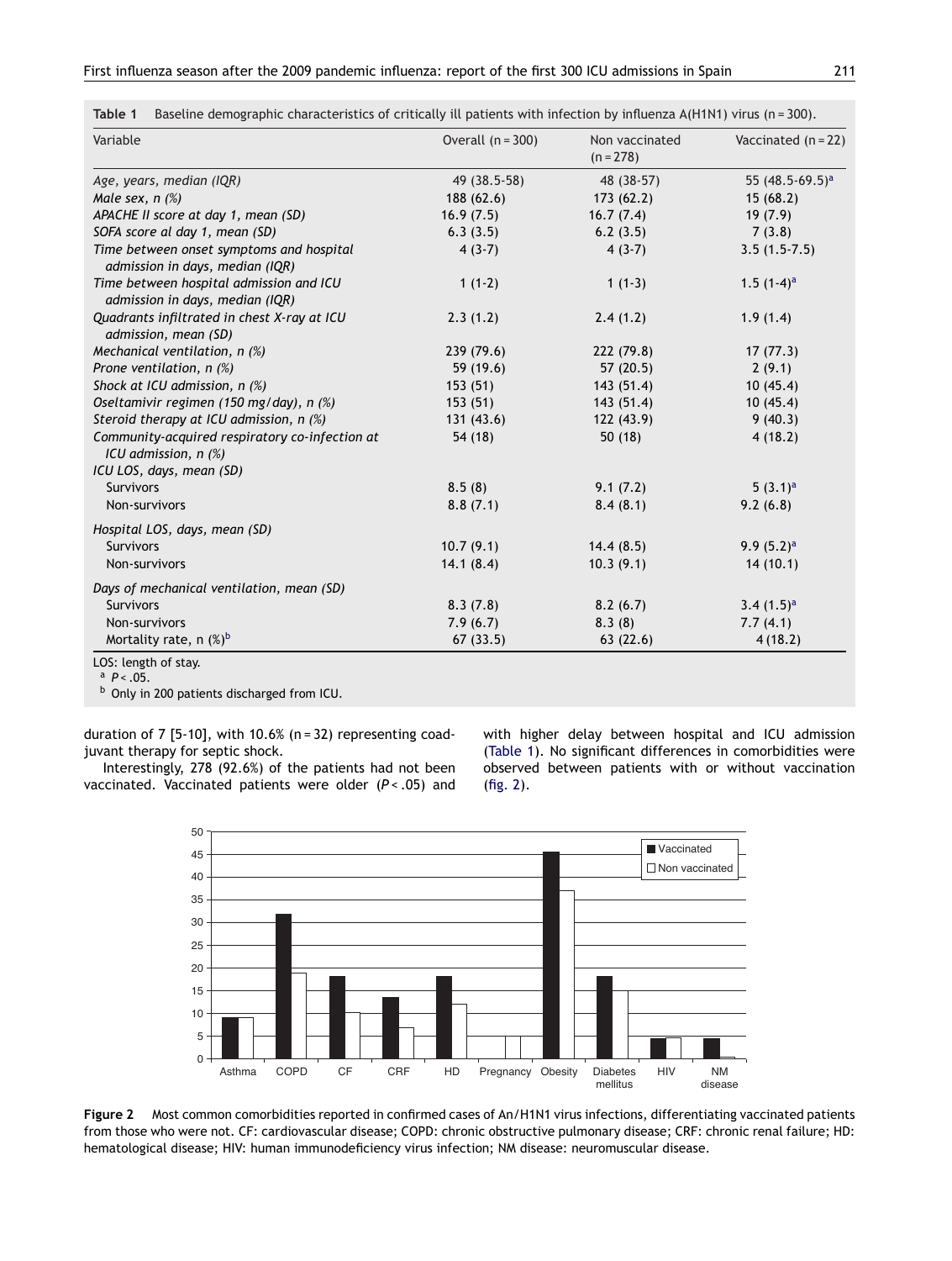**Table 1** Baseline demographic characteristics of critically ill patients with infection by influenza A(H1N1) virus (n = 300).

| Variable | Overall (n = 300) | Non vaccinated (n = 278) | Vaccinated (n = 22) |
|---|---|---|---|
| *Age, years, median (IQR)* | 49 (38.5-58) | 48 (38-57) | 55 (48.5-69.5)[a] |
| *Male sex, n (%)* | 188 (62.6) | 173 (62.2) | 15 (68.2) |
| *APACHE II score at day 1, mean (SD)* | 16.9 (7.5) | 16.7 (7.4) | 19 (7.9) |
| *SOFA score al day 1, mean (SD)* | 6.3 (3.5) | 6.2 (3.5) | 7 (3.8) |
| *Time between onset symptoms and hospital admission in days, median (IQR)* | 4 (3-7) | 4 (3-7) | 3.5 (1.5-7.5) |
| *Time between hospital admission and ICU admission in days, median (IQR)* | 1 (1-2) | 1 (1-3) | 1.5 (1-4)[a] |
| *Quadrants infiltrated in chest X-ray at ICU admission, mean (SD)* | 2.3 (1.2) | 2.4 (1.2) | 1.9 (1.4) |
| *Mechanical ventilation, n (%)* | 239 (79.6) | 222 (79.8) | 17 (77.3) |
| *Prone ventilation, n (%)* | 59 (19.6) | 57 (20.5) | 2 (9.1) |
| *Shock at ICU admission, n (%)* | 153 (51) | 143 (51.4) | 10 (45.4) |
| *Oseltamivir regimen (150 mg/day), n (%)* | 153 (51) | 143 (51.4) | 10 (45.4) |
| *Steroid therapy at ICU admission, n (%)* | 131 (43.6) | 122 (43.9) | 9 (40.3) |
| *Community-acquired respiratory co-infection at ICU admission, n (%)* | 54 (18) | 50 (18) | 4 (18.2) |
| *ICU LOS, days, mean (SD)* | | | |
| Survivors | 8.5 (8) | 9.1 (7.2) | 5 (3.1)[a] |
| Non-survivors | 8.8 (7.1) | 8.4 (8.1) | 9.2 (6.8) |
| *Hospital LOS, days, mean (SD)* | | | |
| Survivors | 10.7 (9.1) | 14.4 (8.5) | 9.9 (5.2)[a] |
| Non-survivors | 14.1 (8.4) | 10.3 (9.1) | 14 (10.1) |
| *Days of mechanical ventilation, mean (SD)* | | | |
| Survivors | 8.3 (7.8) | 8.2 (6.7) | 3.4 (1.5)[a] |
| Non-survivors | 7.9 (6.7) | 8.3 (8) | 7.7 (4.1) |
| Mortality rate, n (%)[b] | 67 (33.5) | 63 (22.6) | 4 (18.2) |

LOS: length of stay.
[a] $P < .05$.
[b] Only in 200 patients discharged from ICU.

duration of 7 [5-10], with 10.6% (n = 32) representing coadjuvant therapy for septic shock.

Interestingly, 278 (92.6%) of the patients had not been vaccinated. Vaccinated patients were older ($P < .05$) and with higher delay between hospital and ICU admission (Table 1). No significant differences in comorbidities were observed between patients with or without vaccination (fig. 2).

**Figure 2** Most common comorbidities reported in confirmed cases of An/H1N1 virus infections, differentiating vaccinated patients from those who were not. CF: cardiovascular disease; COPD: chronic obstructive pulmonary disease; CRF: chronic renal failure; HD: hematological disease; HIV: human immunodeficiency virus infection; NM disease: neuromuscular disease.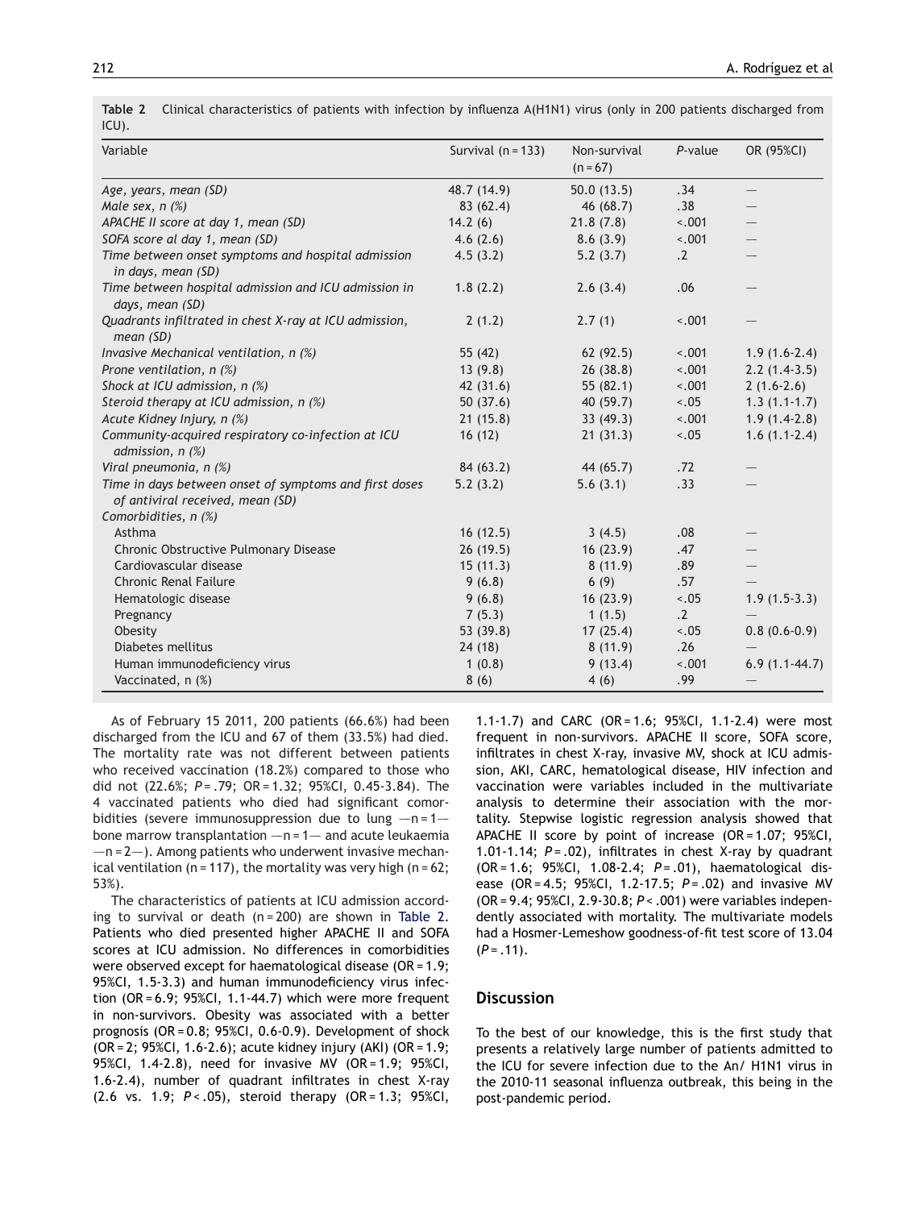**Table 2** Clinical characteristics of patients with infection by influenza A(H1N1) virus (only in 200 patients discharged from ICU).

| Variable | Survival (n = 133) | Non-survival (n = 67) | P-value | OR (95%CI) |
|---|---|---|---|---|
| *Age, years, mean (SD)* | 48.7 (14.9) | 50.0 (13.5) | .34 | — |
| *Male sex, n (%)* | 83 (62.4) | 46 (68.7) | .38 | — |
| *APACHE II score at day 1, mean (SD)* | 14.2 (6) | 21.8 (7.8) | <.001 | — |
| *SOFA score al day 1, mean (SD)* | 4.6 (2.6) | 8.6 (3.9) | <.001 | — |
| *Time between onset symptoms and hospital admission in days, mean (SD)* | 4.5 (3.2) | 5.2 (3.7) | .2 | — |
| *Time between hospital admission and ICU admission in days, mean (SD)* | 1.8 (2.2) | 2.6 (3.4) | .06 | — |
| *Quadrants infiltrated in chest X-ray at ICU admission, mean (SD)* | 2 (1.2) | 2.7 (1) | <.001 | — |
| *Invasive Mechanical ventilation, n (%)* | 55 (42) | 62 (92.5) | <.001 | 1.9 (1.6-2.4) |
| *Prone ventilation, n (%)* | 13 (9.8) | 26 (38.8) | <.001 | 2.2 (1.4-3.5) |
| *Shock at ICU admission, n (%)* | 42 (31.6) | 55 (82.1) | <.001 | 2 (1.6-2.6) |
| *Steroid therapy at ICU admission, n (%)* | 50 (37.6) | 40 (59.7) | <.05 | 1.3 (1.1-1.7) |
| *Acute Kidney Injury, n (%)* | 21 (15.8) | 33 (49.3) | <.001 | 1.9 (1.4-2.8) |
| *Community-acquired respiratory co-infection at ICU admission, n (%)* | 16 (12) | 21 (31.3) | <.05 | 1.6 (1.1-2.4) |
| *Viral pneumonia, n (%)* | 84 (63.2) | 44 (65.7) | .72 | — |
| *Time in days between onset of symptoms and first doses of antiviral received, mean (SD)* | 5.2 (3.2) | 5.6 (3.1) | .33 | — |
| *Comorbidities, n (%)* | | | | |
| Asthma | 16 (12.5) | 3 (4.5) | .08 | — |
| Chronic Obstructive Pulmonary Disease | 26 (19.5) | 16 (23.9) | .47 | — |
| Cardiovascular disease | 15 (11.3) | 8 (11.9) | .89 | — |
| Chronic Renal Failure | 9 (6.8) | 6 (9) | .57 | — |
| Hematologic disease | 9 (6.8) | 16 (23.9) | <.05 | 1.9 (1.5-3.3) |
| Pregnancy | 7 (5.3) | 1 (1.5) | .2 | — |
| Obesity | 53 (39.8) | 17 (25.4) | <.05 | 0.8 (0.6-0.9) |
| Diabetes mellitus | 24 (18) | 8 (11.9) | .26 | — |
| Human immunodeficiency virus | 1 (0.8) | 9 (13.4) | <.001 | 6.9 (1.1-44.7) |
| Vaccinated, n (%) | 8 (6) | 4 (6) | .99 | — |

As of February 15 2011, 200 patients (66.6%) had been discharged from the ICU and 67 of them (33.5%) had died. The mortality rate was not different between patients who received vaccination (18.2%) compared to those who did not (22.6%; $P = .79$; OR = 1.32; 95%CI, 0.45-3.84). The 4 vaccinated patients who died had significant comorbidities (severe immunosuppression due to lung —n = 1— bone marrow transplantation —n = 1— and acute leukaemia —n = 2—). Among patients who underwent invasive mechanical ventilation (n = 117), the mortality was very high (n = 62; 53%).

The characteristics of patients at ICU admission according to survival or death (n = 200) are shown in Table 2. Patients who died presented higher APACHE II and SOFA scores at ICU admission. No differences in comorbidities were observed except for haematological disease (OR = 1.9; 95%CI, 1.5-3.3) and human immunodeficiency virus infection (OR = 6.9; 95%CI, 1.1-44.7) which were more frequent in non-survivors. Obesity was associated with a better prognosis (OR = 0.8; 95%CI, 0.6-0.9). Development of shock (OR = 2; 95%CI, 1.6-2.6); acute kidney injury (AKI) (OR = 1.9; 95%CI, 1.4-2.8), need for invasive MV (OR = 1.9; 95%CI, 1.6-2.4), number of quadrant infiltrates in chest X-ray (2.6 vs. 1.9; $P < .05$), steroid therapy (OR = 1.3; 95%CI, 1.1-1.7) and CARC (OR = 1.6; 95%CI, 1.1-2.4) were most frequent in non-survivors. APACHE II score, SOFA score, infiltrates in chest X-ray, invasive MV, shock at ICU admission, AKI, CARC, hematological disease, HIV infection and vaccination were variables included in the multivariate analysis to determine their association with the mortality. Stepwise logistic regression analysis showed that APACHE II score by point of increase (OR = 1.07; 95%CI, 1.01-1.14; $P = .02$), infiltrates in chest X-ray by quadrant (OR = 1.6; 95%CI, 1.08-2.4; $P = .01$), haematological disease (OR = 4.5; 95%CI, 1.2-17.5; $P = .02$) and invasive MV (OR = 9.4; 95%CI, 2.9-30.8; $P < .001$) were variables independently associated with mortality. The multivariate models had a Hosmer-Lemeshow goodness-of-fit test score of 13.04 ($P = .11$).

## Discussion

To the best of our knowledge, this is the first study that presents a relatively large number of patients admitted to the ICU for severe infection due to the An/ H1N1 virus in the 2010-11 seasonal influenza outbreak, this being in the post-pandemic period.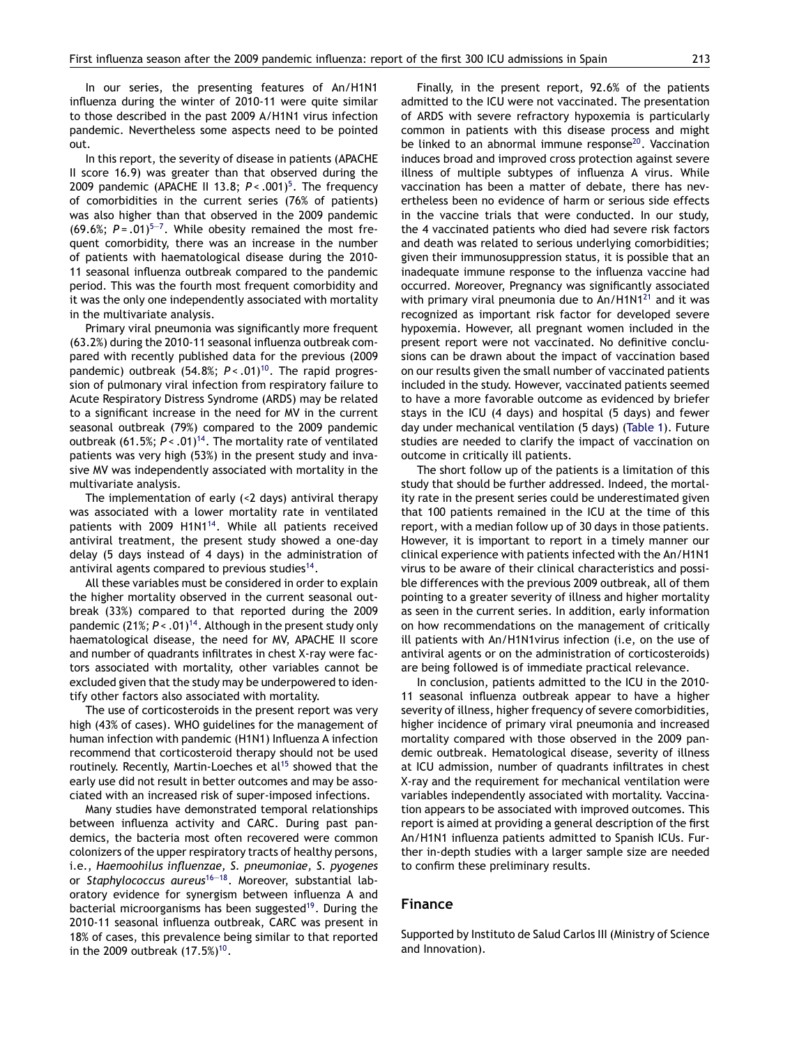In our series, the presenting features of An/H1N1 influenza during the winter of 2010-11 were quite similar to those described in the past 2009 A/H1N1 virus infection pandemic. Nevertheless some aspects need to be pointed out.

In this report, the severity of disease in patients (APACHE II score 16.9) was greater than that observed during the 2009 pandemic (APACHE II 13.8; $P < .001$)[5]. The frequency of comorbidities in the current series (76% of patients) was also higher than that observed in the 2009 pandemic (69.6%; $P = .01$)[5–7]. While obesity remained the most frequent comorbidity, there was an increase in the number of patients with haematological disease during the 2010-11 seasonal influenza outbreak compared to the pandemic period. This was the fourth most frequent comorbidity and it was the only one independently associated with mortality in the multivariate analysis.

Primary viral pneumonia was significantly more frequent (63.2%) during the 2010-11 seasonal influenza outbreak compared with recently published data for the previous (2009 pandemic) outbreak (54.8%; $P < .01$)[10]. The rapid progression of pulmonary viral infection from respiratory failure to Acute Respiratory Distress Syndrome (ARDS) may be related to a significant increase in the need for MV in the current seasonal outbreak (79%) compared to the 2009 pandemic outbreak (61.5%; $P < .01$)[14]. The mortality rate of ventilated patients was very high (53%) in the present study and invasive MV was independently associated with mortality in the multivariate analysis.

The implementation of early (<2 days) antiviral therapy was associated with a lower mortality rate in ventilated patients with 2009 H1N1[14]. While all patients received antiviral treatment, the present study showed a one-day delay (5 days instead of 4 days) in the administration of antiviral agents compared to previous studies[14].

All these variables must be considered in order to explain the higher mortality observed in the current seasonal outbreak (33%) compared to that reported during the 2009 pandemic (21%; $P < .01$)[14]. Although in the present study only haematological disease, the need for MV, APACHE II score and number of quadrants infiltrates in chest X-ray were factors associated with mortality, other variables cannot be excluded given that the study may be underpowered to identify other factors also associated with mortality.

The use of corticosteroids in the present report was very high (43% of cases). WHO guidelines for the management of human infection with pandemic (H1N1) Influenza A infection recommend that corticosteroid therapy should not be used routinely. Recently, Martin-Loeches et al[15] showed that the early use did not result in better outcomes and may be associated with an increased risk of super-imposed infections.

Many studies have demonstrated temporal relationships between influenza activity and CARC. During past pandemics, the bacteria most often recovered were common colonizers of the upper respiratory tracts of healthy persons, i.e., *Haemoohilus influenzae, S. pneumoniae, S. pyogenes* or *Staphylococcus aureus*[16–18]. Moreover, substantial laboratory evidence for synergism between influenza A and bacterial microorganisms has been suggested[19]. During the 2010-11 seasonal influenza outbreak, CARC was present in 18% of cases, this prevalence being similar to that reported in the 2009 outbreak (17.5%)[10].

Finally, in the present report, 92.6% of the patients admitted to the ICU were not vaccinated. The presentation of ARDS with severe refractory hypoxemia is particularly common in patients with this disease process and might be linked to an abnormal immune response[20]. Vaccination induces broad and improved cross protection against severe illness of multiple subtypes of influenza A virus. While vaccination has been a matter of debate, there has nevertheless been no evidence of harm or serious side effects in the vaccine trials that were conducted. In our study, the 4 vaccinated patients who died had severe risk factors and death was related to serious underlying comorbidities; given their immunosuppression status, it is possible that an inadequate immune response to the influenza vaccine had occurred. Moreover, Pregnancy was significantly associated with primary viral pneumonia due to An/H1N1[21] and it was recognized as important risk factor for developed severe hypoxemia. However, all pregnant women included in the present report were not vaccinated. No definitive conclusions can be drawn about the impact of vaccination based on our results given the small number of vaccinated patients included in the study. However, vaccinated patients seemed to have a more favorable outcome as evidenced by briefer stays in the ICU (4 days) and hospital (5 days) and fewer day under mechanical ventilation (5 days) (Table 1). Future studies are needed to clarify the impact of vaccination on outcome in critically ill patients.

The short follow up of the patients is a limitation of this study that should be further addressed. Indeed, the mortality rate in the present series could be underestimated given that 100 patients remained in the ICU at the time of this report, with a median follow up of 30 days in those patients. However, it is important to report in a timely manner our clinical experience with patients infected with the An/H1N1 virus to be aware of their clinical characteristics and possible differences with the previous 2009 outbreak, all of them pointing to a greater severity of illness and higher mortality as seen in the current series. In addition, early information on how recommendations on the management of critically ill patients with An/H1N1virus infection (i.e, on the use of antiviral agents or on the administration of corticosteroids) are being followed is of immediate practical relevance.

In conclusion, patients admitted to the ICU in the 2010-11 seasonal influenza outbreak appear to have a higher severity of illness, higher frequency of severe comorbidities, higher incidence of primary viral pneumonia and increased mortality compared with those observed in the 2009 pandemic outbreak. Hematological disease, severity of illness at ICU admission, number of quadrants infiltrates in chest X-ray and the requirement for mechanical ventilation were variables independently associated with mortality. Vaccination appears to be associated with improved outcomes. This report is aimed at providing a general description of the first An/H1N1 influenza patients admitted to Spanish ICUs. Further in-depth studies with a larger sample size are needed to confirm these preliminary results.

## Finance

Supported by Instituto de Salud Carlos III (Ministry of Science and Innovation).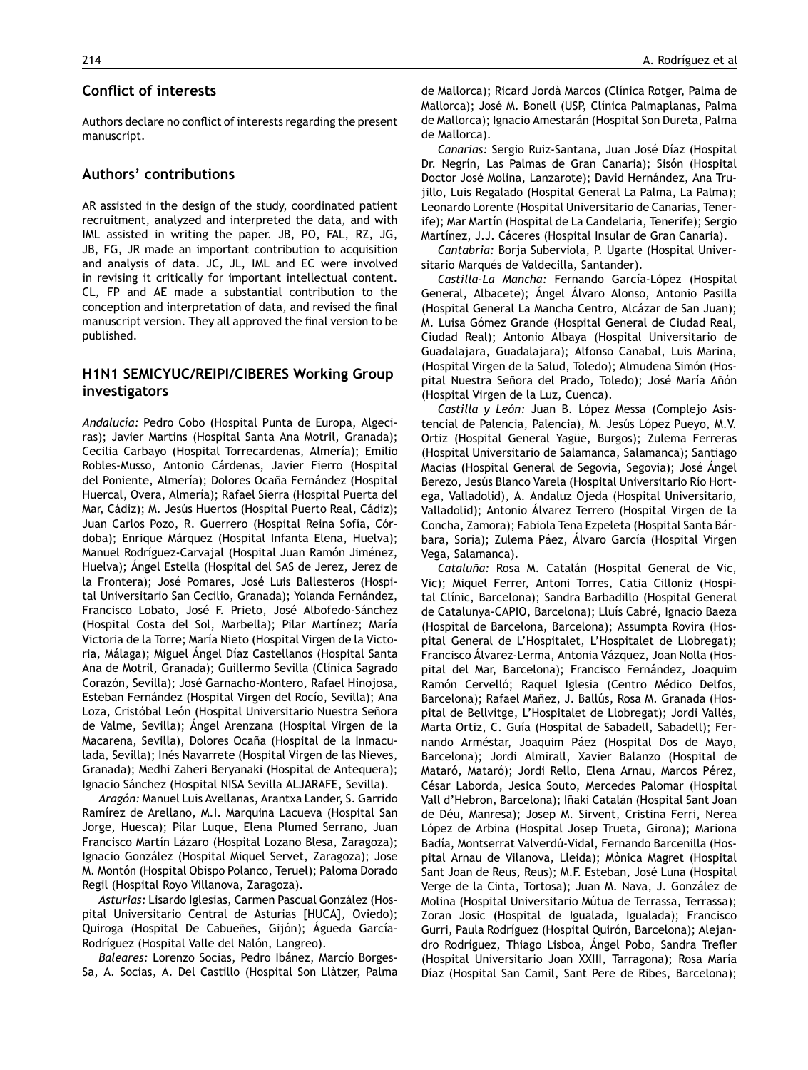## Conflict of interests

Authors declare no conflict of interests regarding the present manuscript.

## Authors' contributions

AR assisted in the design of the study, coordinated patient recruitment, analyzed and interpreted the data, and with IML assisted in writing the paper. JB, PO, FAL, RZ, JG, JB, FG, JR made an important contribution to acquisition and analysis of data. JC, JL, IML and EC were involved in revising it critically for important intellectual content. CL, FP and AE made a substantial contribution to the conception and interpretation of data, and revised the final manuscript version. They all approved the final version to be published.

## H1N1 SEMICYUC/REIPI/CIBERES Working Group investigators

*Andalucía:* Pedro Cobo (Hospital Punta de Europa, Algeciras); Javier Martins (Hospital Santa Ana Motril, Granada); Cecilia Carbayo (Hospital Torrecardenas, Almería); Emilio Robles-Musso, Antonio Cárdenas, Javier Fierro (Hospital del Poniente, Almería); Dolores Ocaña Fernández (Hospital Huercal, Overa, Almería); Rafael Sierra (Hospital Puerta del Mar, Cádiz); M. Jesús Huertos (Hospital Puerto Real, Cádiz); Juan Carlos Pozo, R. Guerrero (Hospital Reina Sofía, Córdoba); Enrique Márquez (Hospital Infanta Elena, Huelva); Manuel Rodríguez-Carvajal (Hospital Juan Ramón Jiménez, Huelva); Ángel Estella (Hospital del SAS de Jerez, Jerez de la Frontera); José Pomares, José Luis Ballesteros (Hospital Universitario San Cecilio, Granada); Yolanda Fernández, Francisco Lobato, José F. Prieto, José Albofedo-Sánchez (Hospital Costa del Sol, Marbella); Pilar Martínez; María Victoria de la Torre; María Nieto (Hospital Virgen de la Victoria, Málaga); Miguel Ángel Díaz Castellanos (Hospital Santa Ana de Motril, Granada); Guillermo Sevilla (Clínica Sagrado Corazón, Sevilla); José Garnacho-Montero, Rafael Hinojosa, Esteban Fernández (Hospital Virgen del Rocío, Sevilla); Ana Loza, Cristóbal León (Hospital Universitario Nuestra Señora de Valme, Sevilla); Ángel Arenzana (Hospital Virgen de la Macarena, Sevilla); Dolores Ocaña (Hospital de la Inmaculada, Sevilla); Inés Navarrete (Hospital Virgen de las Nieves, Granada); Medhi Zaheri Beryanaki (Hospital de Antequera); Ignacio Sánchez (Hospital NISA Sevilla ALJARAFE, Sevilla).

*Aragón:* Manuel Luis Avellanas, Arantxa Lander, S. Garrido Ramírez de Arellano, M.I. Marquina Lacueva (Hospital San Jorge, Huesca); Pilar Luque, Elena Plumed Serrano, Juan Francisco Martín Lázaro (Hospital Lozano Blesa, Zaragoza); Ignacio González (Hospital Miquel Servet, Zaragoza); Jose M. Montón (Hospital Obispo Polanco, Teruel); Paloma Dorado Regil (Hospital Royo Villanova, Zaragoza).

*Asturias:* Lisardo Iglesias, Carmen Pascual González (Hospital Universitario Central de Asturias [HUCA], Oviedo); Quiroga (Hospital De Cabueñes, Gijón); Águeda García-Rodríguez (Hospital Valle del Nalón, Langreo).

*Baleares:* Lorenzo Socias, Pedro Ibánez, Marcío Borges-Sa, A. Socias, A. Del Castillo (Hospital Son Llàtzer, Palma de Mallorca); Ricard Jordà Marcos (Clínica Rotger, Palma de Mallorca); José M. Bonell (USP, Clínica Palmaplanas, Palma de Mallorca); Ignacio Amestarán (Hospital Son Dureta, Palma de Mallorca).

*Canarias:* Sergio Ruiz-Santana, Juan José Díaz (Hospital Dr. Negrín, Las Palmas de Gran Canaria); Sisón (Hospital Doctor José Molina, Lanzarote); David Hernández, Ana Trujillo, Luis Regalado (Hospital General La Palma, La Palma); Leonardo Lorente (Hospital Universitario de Canarias, Tenerife); Mar Martín (Hospital de La Candelaria, Tenerife); Sergio Martínez, J.J. Cáceres (Hospital Insular de Gran Canaria).

*Cantabria:* Borja Suberviola, P. Ugarte (Hospital Universitario Marqués de Valdecilla, Santander).

*Castilla-La Mancha:* Fernando García-López (Hospital General, Albacete); Ángel Álvaro Alonso, Antonio Pasilla (Hospital General La Mancha Centro, Alcázar de San Juan); M. Luisa Gómez Grande (Hospital General de Ciudad Real, Ciudad Real); Antonio Albaya (Hospital Universitario de Guadalajara, Guadalajara); Alfonso Canabal, Luis Marina, (Hospital Virgen de la Salud, Toledo); Almudena Simón (Hospital Nuestra Señora del Prado, Toledo); José María Añón (Hospital Virgen de la Luz, Cuenca).

*Castilla y León:* Juan B. López Messa (Complejo Asistencial de Palencia, Palencia), M. Jesús López Pueyo, M.V. Ortiz (Hospital General Yagüe, Burgos); Zulema Ferreras (Hospital Universitario de Salamanca, Salamanca); Santiago Macias (Hospital General de Segovia, Segovia); José Ángel Berezo, Jesús Blanco Varela (Hospital Universitario Río Hortega, Valladolid), A. Andaluz Ojeda (Hospital Universitario, Valladolid); Antonio Álvarez Terrero (Hospital Virgen de la Concha, Zamora); Fabiola Tena Ezpeleta (Hospital Santa Bárbara, Soria); Zulema Páez, Álvaro García (Hospital Virgen Vega, Salamanca).

*Cataluña:* Rosa M. Catalán (Hospital General de Vic, Vic); Miquel Ferrer, Antoni Torres, Catia Cilloniz (Hospital Clínic, Barcelona); Sandra Barbadillo (Hospital General de Catalunya-CAPIO, Barcelona); Lluís Cabré, Ignacio Baeza (Hospital de Barcelona, Barcelona); Assumpta Rovira (Hospital General de L'Hospitalet, L'Hospitalet de Llobregat); Francisco Álvarez-Lerma, Antonia Vázquez, Joan Nolla (Hospital del Mar, Barcelona); Francisco Fernández, Joaquim Ramón Cervelló; Raquel Iglesia (Centro Médico Delfos, Barcelona); Rafael Mañez, J. Ballús, Rosa M. Granada (Hospital de Bellvitge, L'Hospitalet de Llobregat); Jordi Vallés, Marta Ortiz, C. Guía (Hospital de Sabadell, Sabadell); Fernando Arméstar, Joaquim Páez (Hospital Dos de Mayo, Barcelona); Jordi Almirall, Xavier Balanzo (Hospital de Mataró, Mataró); Jordi Rello, Elena Arnau, Marcos Pérez, César Laborda, Jesica Souto, Mercedes Palomar (Hospital Vall d'Hebron, Barcelona); Iñaki Catalán (Hospital Sant Joan de Déu, Manresa); Josep M. Sirvent, Cristina Ferri, Nerea López de Arbina (Hospital Josep Trueta, Girona); Mariona Badía, Montserrat Valverdú-Vidal, Fernando Barcenilla (Hospital Arnau de Vilanova, Lleida); Mònica Magret (Hospital Sant Joan de Reus, Reus); M.F. Esteban, José Luna (Hospital Verge de la Cinta, Tortosa); Juan M. Nava, J. González de Molina (Hospital Universitario Mútua de Terrassa, Terrassa); Zoran Josic (Hospital de Igualada, Igualada); Francisco Gurri, Paula Rodríguez (Hospital Quirón, Barcelona); Alejandro Rodríguez, Thiago Lisboa, Ángel Pobo, Sandra Trefler (Hospital Universitario Joan XXIII, Tarragona); Rosa María Díaz (Hospital San Camil, Sant Pere de Ribes, Barcelona);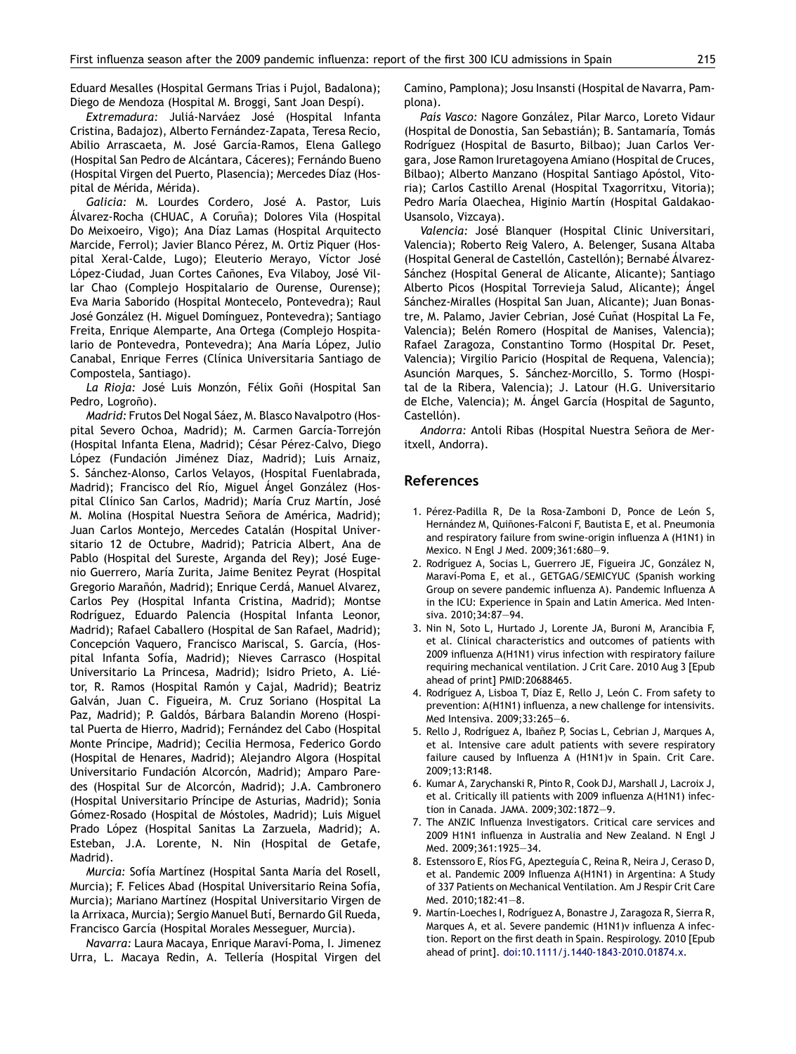Eduard Mesalles (Hospital Germans Trias i Pujol, Badalona); Diego de Mendoza (Hospital M. Broggi, Sant Joan Despí).

*Extremadura:* Juliá-Narváez José (Hospital Infanta Cristina, Badajoz), Alberto Fernández-Zapata, Teresa Recio, Abilio Arrascaeta, M. José García-Ramos, Elena Gallego (Hospital San Pedro de Alcántara, Cáceres); Fernándo Bueno (Hospital Virgen del Puerto, Plasencia); Mercedes Díaz (Hospital de Mérida, Mérida).

*Galicia:* M. Lourdes Cordero, José A. Pastor, Luis Álvarez-Rocha (CHUAC, A Coruña); Dolores Vila (Hospital Do Meixoeiro, Vigo); Ana Díaz Lamas (Hospital Arquitecto Marcide, Ferrol); Javier Blanco Pérez, M. Ortiz Piquer (Hospital Xeral-Calde, Lugo); Eleuterio Merayo, Víctor José López-Ciudad, Juan Cortes Cañones, Eva Vilaboy, José Villar Chao (Complejo Hospitalario de Ourense, Ourense); Eva Maria Saborido (Hospital Montecelo, Pontevedra); Raul José González (H. Miguel Domínguez, Pontevedra); Santiago Freita, Enrique Alemparte, Ana Ortega (Complejo Hospitalario de Pontevedra, Pontevedra); Ana María López, Julio Canabal, Enrique Ferres (Clínica Universitaria Santiago de Compostela, Santiago).

*La Rioja:* José Luis Monzón, Félix Goñi (Hospital San Pedro, Logroño).

*Madrid:* Frutos Del Nogal Sáez, M. Blasco Navalpotro (Hospital Severo Ochoa, Madrid); M. Carmen García-Torrejón (Hospital Infanta Elena, Madrid); César Pérez-Calvo, Diego López (Fundación Jiménez Díaz, Madrid); Luis Arnaiz, S. Sánchez-Alonso, Carlos Velayos, (Hospital Fuenlabrada, Madrid); Francisco del Río, Miguel Ángel González (Hospital Clínico San Carlos, Madrid); María Cruz Martín, José M. Molina (Hospital Nuestra Señora de América, Madrid); Juan Carlos Montejo, Mercedes Catalán (Hospital Universitario 12 de Octubre, Madrid); Patricia Albert, Ana de Pablo (Hospital del Sureste, Arganda del Rey); José Eugenio Guerrero, María Zurita, Jaime Benitez Peyrat (Hospital Gregorio Marañón, Madrid); Enrique Cerdá, Manuel Alvarez, Carlos Pey (Hospital Infanta Cristina, Madrid); Montse Rodríguez, Eduardo Palencia (Hospital Infanta Leonor, Madrid); Rafael Caballero (Hospital de San Rafael, Madrid); Concepción Vaquero, Francisco Mariscal, S. García, (Hospital Infanta Sofía, Madrid); Nieves Carrasco (Hospital Universitario La Princesa, Madrid); Isidro Prieto, A. Liétor, R. Ramos (Hospital Ramón y Cajal, Madrid); Beatriz Galván, Juan C. Figueira, M. Cruz Soriano (Hospital La Paz, Madrid); P. Galdós, Bárbara Balandin Moreno (Hospital Puerta de Hierro, Madrid); Fernández del Cabo (Hospital Monte Príncipe, Madrid); Cecilia Hermosa, Federico Gordo (Hospital de Henares, Madrid); Alejandro Algora (Hospital Universitario Fundación Alcorcón, Madrid); Amparo Paredes (Hospital Sur de Alcorcón, Madrid); J.A. Cambronero (Hospital Universitario Príncipe de Asturias, Madrid); Sonia Gómez-Rosado (Hospital de Móstoles, Madrid); Luis Miguel Prado López (Hospital Sanitas La Zarzuela, Madrid); A. Esteban, J.A. Lorente, N. Nin (Hospital de Getafe, Madrid).

*Murcia:* Sofía Martínez (Hospital Santa María del Rosell, Murcia); F. Felices Abad (Hospital Universitario Reina Sofía, Murcia); Mariano Martínez (Hospital Universitario Virgen de la Arrixaca, Murcia); Sergio Manuel Butí, Bernardo Gil Rueda, Francisco García (Hospital Morales Messeguer, Murcia).

*Navarra:* Laura Macaya, Enrique Maraví-Poma, I. Jimenez Urra, L. Macaya Redin, A. Tellería (Hospital Virgen del Camino, Pamplona); Josu Insansti (Hospital de Navarra, Pamplona).

*País Vasco:* Nagore González, Pilar Marco, Loreto Vidaur (Hospital de Donostia, San Sebastián); B. Santamaría, Tomás Rodríguez (Hospital de Basurto, Bilbao); Juan Carlos Vergara, Jose Ramon Iruretagoyena Amiano (Hospital de Cruces, Bilbao); Alberto Manzano (Hospital Santiago Apóstol, Vitoria); Carlos Castillo Arenal (Hospital Txagorritxu, Vitoria); Pedro María Olaechea, Higinio Martín (Hospital Galdakao-Usansolo, Vizcaya).

*Valencia:* José Blanquer (Hospital Clinic Universitari, Valencia); Roberto Reig Valero, A. Belenger, Susana Altaba (Hospital General de Castellón, Castellón); Bernabé Álvarez-Sánchez (Hospital General de Alicante, Alicante); Santiago Alberto Picos (Hospital Torrevieja Salud, Alicante); Ángel Sánchez-Miralles (Hospital San Juan, Alicante); Juan Bonastre, M. Palamo, Javier Cebrian, José Cuñat (Hospital La Fe, Valencia); Belén Romero (Hospital de Manises, Valencia); Rafael Zaragoza, Constantino Tormo (Hospital Dr. Peset, Valencia); Virgilio Paricio (Hospital de Requena, Valencia); Asunción Marques, S. Sánchez-Morcillo, S. Tormo (Hospital de la Ribera, Valencia); J. Latour (H.G. Universitario de Elche, Valencia); M. Ángel García (Hospital de Sagunto, Castellón).

*Andorra:* Antoli Ribas (Hospital Nuestra Señora de Meritxell, Andorra).

## References

1. Pérez-Padilla R, De la Rosa-Zamboni D, Ponce de León S, Hernández M, Quiñones-Falconi F, Bautista E, et al. Pneumonia and respiratory failure from swine-origin influenza A (H1N1) in Mexico. N Engl J Med. 2009;361:680—9.
2. Rodríguez A, Socias L, Guerrero JE, Figueira JC, González N, Maraví-Poma E, et al., GETGAG/SEMICYUC (Spanish working Group on severe pandemic influenza A). Pandemic Influenza A in the ICU: Experience in Spain and Latin America. Med Intensiva. 2010;34:87—94.
3. Nin N, Soto L, Hurtado J, Lorente JA, Buroni M, Arancibia F, et al. Clinical characteristics and outcomes of patients with 2009 influenza A(H1N1) virus infection with respiratory failure requiring mechanical ventilation. J Crit Care. 2010 Aug 3 [Epub ahead of print] PMID:20688465.
4. Rodríguez A, Lisboa T, Díaz E, Rello J, León C. From safety to prevention: A(H1N1) influenza, a new challenge for intensivits. Med Intensiva. 2009;33:265—6.
5. Rello J, Rodríguez A, Ibañez P, Socias L, Cebrian J, Marques A, et al. Intensive care adult patients with severe respiratory failure caused by Influenza A (H1N1)v in Spain. Crit Care. 2009;13:R148.
6. Kumar A, Zarychanski R, Pinto R, Cook DJ, Marshall J, Lacroix J, et al. Critically ill patients with 2009 influenza A(H1N1) infection in Canada. JAMA. 2009;302:1872—9.
7. The ANZIC Influenza Investigators. Critical care services and 2009 H1N1 influenza in Australia and New Zealand. N Engl J Med. 2009;361:1925—34.
8. Estenssoro E, Ríos FG, Apezteguía C, Reina R, Neira J, Ceraso D, et al. Pandemic 2009 Influenza A(H1N1) in Argentina: A Study of 337 Patients on Mechanical Ventilation. Am J Respir Crit Care Med. 2010;182:41—8.
9. Martín-Loeches I, Rodríguez A, Bonastre J, Zaragoza R, Sierra R, Marques A, et al. Severe pandemic (H1N1)v influenza A infection. Report on the first death in Spain. Respirology. 2010 [Epub ahead of print]. doi:10.1111/j.1440-1843-2010.01874.x.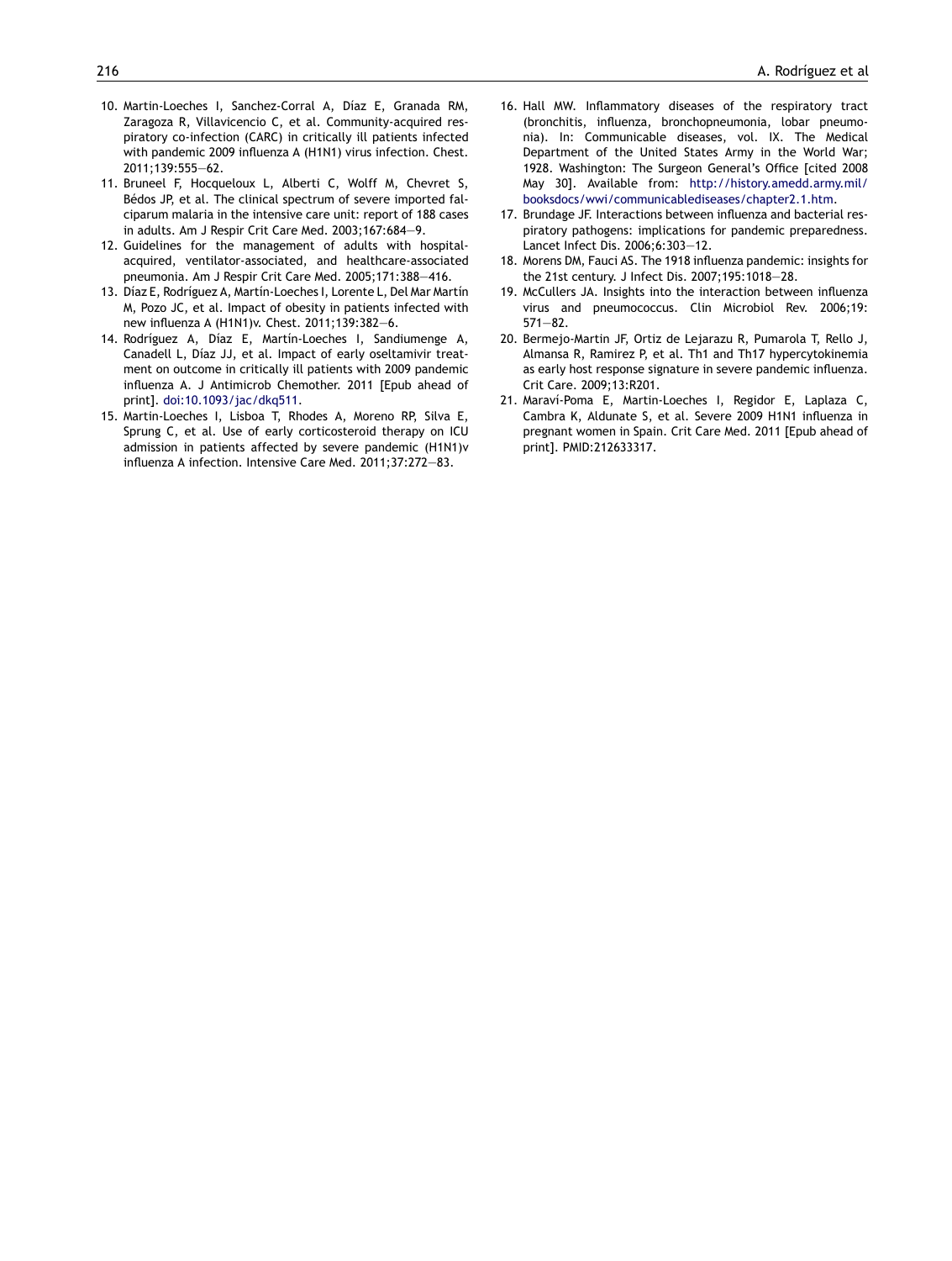10. Martin-Loeches I, Sanchez-Corral A, Díaz E, Granada RM, Zaragoza R, Villavicencio C, et al. Community-acquired respiratory co-infection (CARC) in critically ill patients infected with pandemic 2009 influenza A (H1N1) virus infection. Chest. 2011;139:555—62.
11. Bruneel F, Hocqueloux L, Alberti C, Wolff M, Chevret S, Bédos JP, et al. The clinical spectrum of severe imported falciparum malaria in the intensive care unit: report of 188 cases in adults. Am J Respir Crit Care Med. 2003;167:684—9.
12. Guidelines for the management of adults with hospital-acquired, ventilator-associated, and healthcare-associated pneumonia. Am J Respir Crit Care Med. 2005;171:388—416.
13. Díaz E, Rodríguez A, Martín-Loeches I, Lorente L, Del Mar Martín M, Pozo JC, et al. Impact of obesity in patients infected with new influenza A (H1N1)v. Chest. 2011;139:382—6.
14. Rodríguez A, Díaz E, Martín-Loeches I, Sandiumenge A, Canadell L, Díaz JJ, et al. Impact of early oseltamivir treatment on outcome in critically ill patients with 2009 pandemic influenza A. J Antimicrob Chemother. 2011 [Epub ahead of print]. doi:10.1093/jac/dkq511.
15. Martin-Loeches I, Lisboa T, Rhodes A, Moreno RP, Silva E, Sprung C, et al. Use of early corticosteroid therapy on ICU admission in patients affected by severe pandemic (H1N1)v influenza A infection. Intensive Care Med. 2011;37:272—83.
16. Hall MW. Inflammatory diseases of the respiratory tract (bronchitis, influenza, bronchopneumonia, lobar pneumonia). In: Communicable diseases, vol. IX. The Medical Department of the United States Army in the World War; 1928. Washington: The Surgeon General's Office [cited 2008 May 30]. Available from: http://history.amedd.army.mil/booksdocs/wwi/communicablediseases/chapter2.1.htm.
17. Brundage JF. Interactions between influenza and bacterial respiratory pathogens: implications for pandemic preparedness. Lancet Infect Dis. 2006;6:303—12.
18. Morens DM, Fauci AS. The 1918 influenza pandemic: insights for the 21st century. J Infect Dis. 2007;195:1018—28.
19. McCullers JA. Insights into the interaction between influenza virus and pneumococcus. Clin Microbiol Rev. 2006;19: 571—82.
20. Bermejo-Martin JF, Ortiz de Lejarazu R, Pumarola T, Rello J, Almansa R, Ramirez P, et al. Th1 and Th17 hypercytokinemia as early host response signature in severe pandemic influenza. Crit Care. 2009;13:R201.
21. Maraví-Poma E, Martin-Loeches I, Regidor E, Laplaza C, Cambra K, Aldunate S, et al. Severe 2009 H1N1 influenza in pregnant women in Spain. Crit Care Med. 2011 [Epub ahead of print]. PMID:212633317.